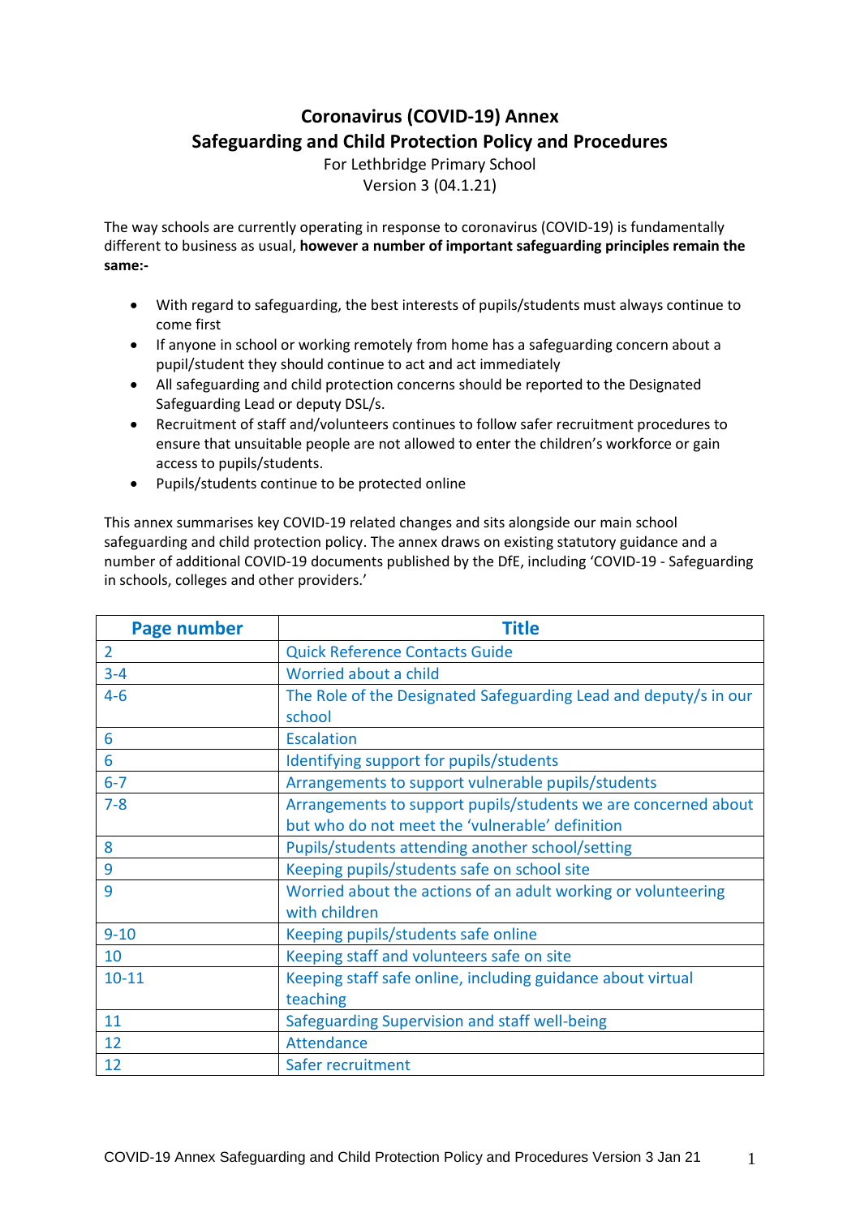# Coronavirus (COVID-19) Annex
# Safeguarding and Child Protection Policy and Procedures

For Lethbridge Primary School
Version 3 (04.1.21)

The way schools are currently operating in response to coronavirus (COVID-19) is fundamentally different to business as usual, **however a number of important safeguarding principles remain the same:-**

- With regard to safeguarding, the best interests of pupils/students must always continue to come first
- If anyone in school or working remotely from home has a safeguarding concern about a pupil/student they should continue to act and act immediately
- All safeguarding and child protection concerns should be reported to the Designated Safeguarding Lead or deputy DSL/s.
- Recruitment of staff and/volunteers continues to follow safer recruitment procedures to ensure that unsuitable people are not allowed to enter the children's workforce or gain access to pupils/students.
- Pupils/students continue to be protected online

This annex summarises key COVID-19 related changes and sits alongside our main school safeguarding and child protection policy. The annex draws on existing statutory guidance and a number of additional COVID-19 documents published by the DfE, including 'COVID-19 - Safeguarding in schools, colleges and other providers.'

| Page number | Title |
|---|---|
| 2 | Quick Reference Contacts Guide |
| 3-4 | Worried about a child |
| 4-6 | The Role of the Designated Safeguarding Lead and deputy/s in our school |
| 6 | Escalation |
| 6 | Identifying support for pupils/students |
| 6-7 | Arrangements to support vulnerable pupils/students |
| 7-8 | Arrangements to support pupils/students we are concerned about but who do not meet the 'vulnerable' definition |
| 8 | Pupils/students attending another school/setting |
| 9 | Keeping pupils/students safe on school site |
| 9 | Worried about the actions of an adult working or volunteering with children |
| 9-10 | Keeping pupils/students safe online |
| 10 | Keeping staff and volunteers safe on site |
| 10-11 | Keeping staff safe online, including guidance about virtual teaching |
| 11 | Safeguarding Supervision and staff well-being |
| 12 | Attendance |
| 12 | Safer recruitment |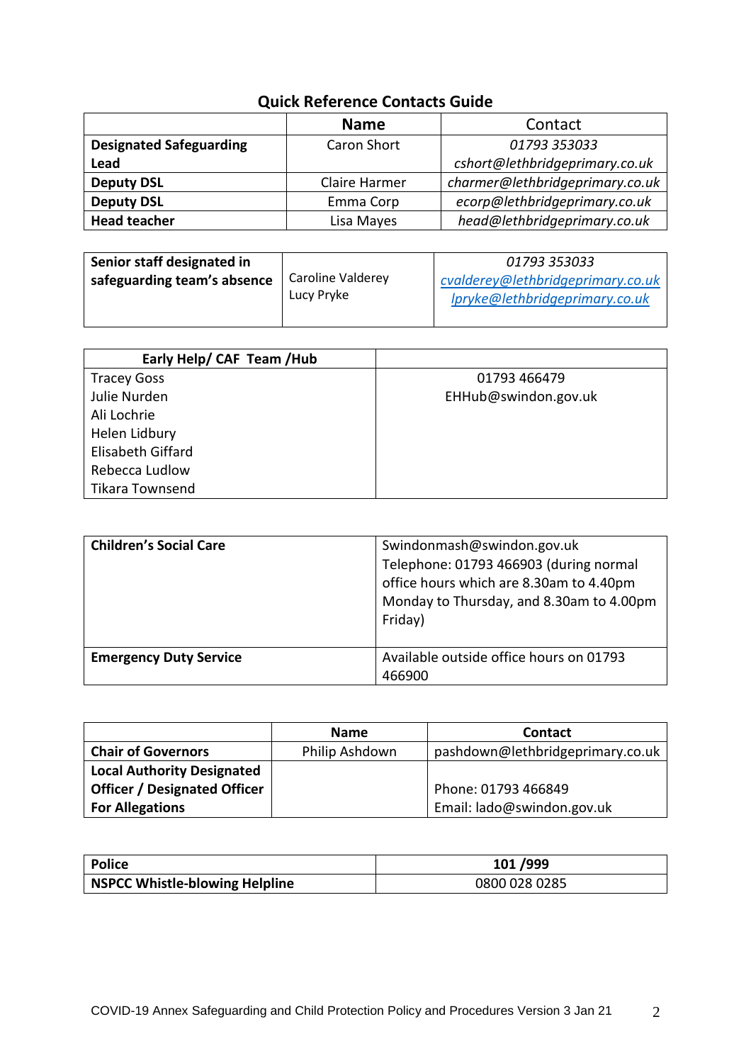## Quick Reference Contacts Guide

| | Name | Contact |
|---|---|---|
| **Designated Safeguarding Lead** | Caron Short | *01793 353033* *cshort@lethbridgeprimary.co.uk* |
| **Deputy DSL** | Claire Harmer | *charmer@lethbridgeprimary.co.uk* |
| **Deputy DSL** | Emma Corp | *ecorp@lethbridgeprimary.co.uk* |
| **Head teacher** | Lisa Mayes | *head@lethbridgeprimary.co.uk* |

| **Senior staff designated in safeguarding team's absence** | Caroline Valderey Lucy Pryke | *01793 353033* *cvalderey@lethbridgeprimary.co.uk* *lpryke@lethbridgeprimary.co.uk* |
|---|---|---|

| **Early Help/ CAF Team /Hub** | |
|---|---|
| Tracey Goss<br>Julie Nurden<br>Ali Lochrie<br>Helen Lidbury<br>Elisabeth Giffard<br>Rebecca Ludlow<br>Tikara Townsend | 01793 466479<br>EHHub@swindon.gov.uk |

| **Children's Social Care** | Swindonmash@swindon.gov.uk Telephone: 01793 466903 (during normal office hours which are 8.30am to 4.40pm Monday to Thursday, and 8.30am to 4.00pm Friday) |
|---|---|
| **Emergency Duty Service** | Available outside office hours on 01793 466900 |

| | Name | Contact |
|---|---|---|
| **Chair of Governors** | Philip Ashdown | pashdown@lethbridgeprimary.co.uk |
| **Local Authority Designated Officer / Designated Officer For Allegations** | | Phone: 01793 466849 Email: lado@swindon.gov.uk |

| **Police** | **101 /999** |
|---|---|
| **NSPCC Whistle-blowing Helpline** | 0800 028 0285 |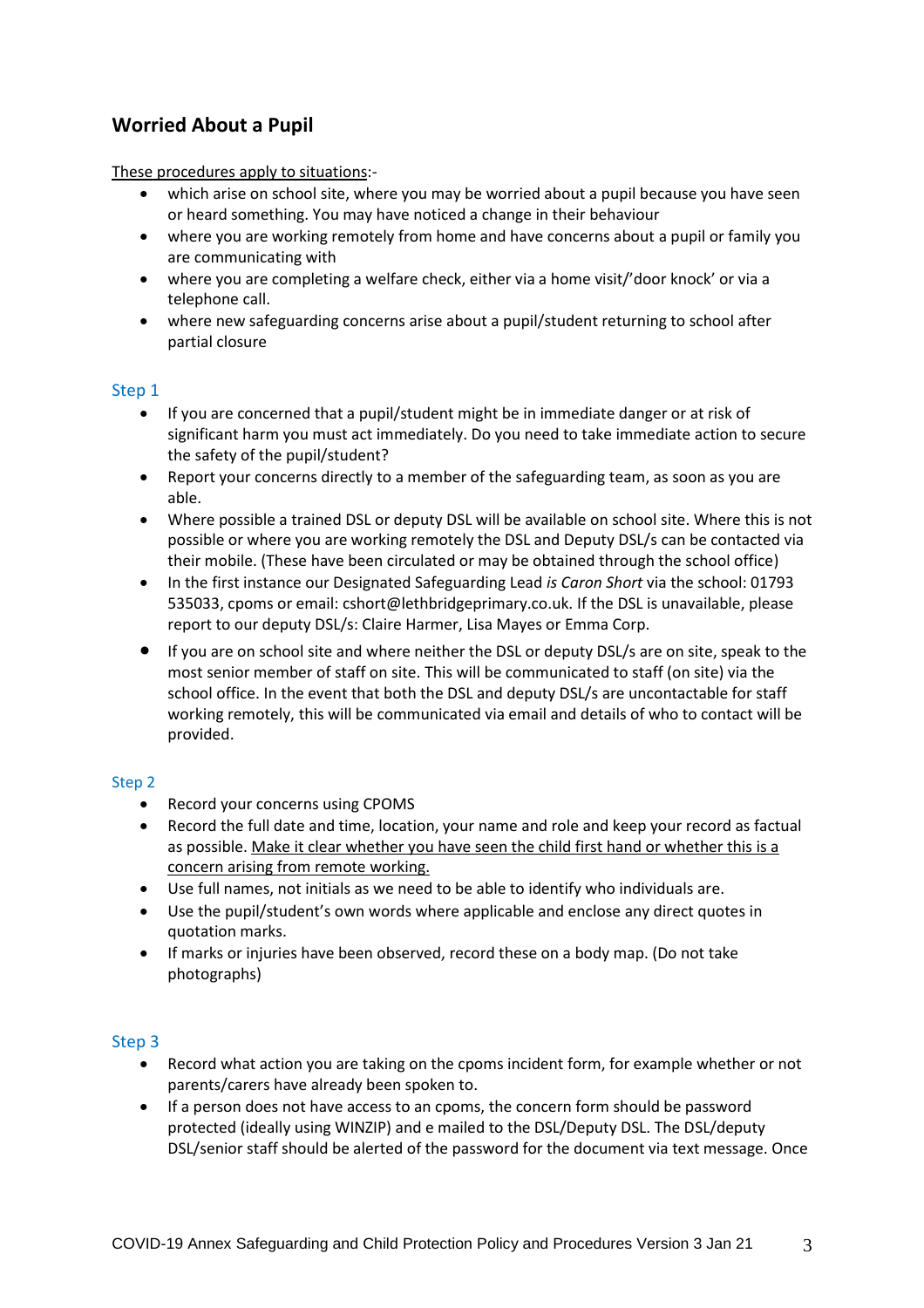## Worried About a Pupil

<u>These procedures apply to situations</u>:-

- which arise on school site, where you may be worried about a pupil because you have seen or heard something. You may have noticed a change in their behaviour
- where you are working remotely from home and have concerns about a pupil or family you are communicating with
- where you are completing a welfare check, either via a home visit/'door knock' or via a telephone call.
- where new safeguarding concerns arise about a pupil/student returning to school after partial closure

### Step 1

- If you are concerned that a pupil/student might be in immediate danger or at risk of significant harm you must act immediately. Do you need to take immediate action to secure the safety of the pupil/student?
- Report your concerns directly to a member of the safeguarding team, as soon as you are able.
- Where possible a trained DSL or deputy DSL will be available on school site. Where this is not possible or where you are working remotely the DSL and Deputy DSL/s can be contacted via their mobile. (These have been circulated or may be obtained through the school office)
- In the first instance our Designated Safeguarding Lead *is Caron Short* via the school: 01793 535033, cpoms or email: cshort@lethbridgeprimary.co.uk. If the DSL is unavailable, please report to our deputy DSL/s: Claire Harmer, Lisa Mayes or Emma Corp.
- If you are on school site and where neither the DSL or deputy DSL/s are on site, speak to the most senior member of staff on site. This will be communicated to staff (on site) via the school office. In the event that both the DSL and deputy DSL/s are uncontactable for staff working remotely, this will be communicated via email and details of who to contact will be provided.

### Step 2

- Record your concerns using CPOMS
- Record the full date and time, location, your name and role and keep your record as factual as possible. <u>Make it clear whether you have seen the child first hand or whether this is a concern arising from remote working.</u>
- Use full names, not initials as we need to be able to identify who individuals are.
- Use the pupil/student's own words where applicable and enclose any direct quotes in quotation marks.
- If marks or injuries have been observed, record these on a body map. (Do not take photographs)

### Step 3

- Record what action you are taking on the cpoms incident form, for example whether or not parents/carers have already been spoken to.
- If a person does not have access to an cpoms, the concern form should be password protected (ideally using WINZIP) and e mailed to the DSL/Deputy DSL. The DSL/deputy DSL/senior staff should be alerted of the password for the document via text message. Once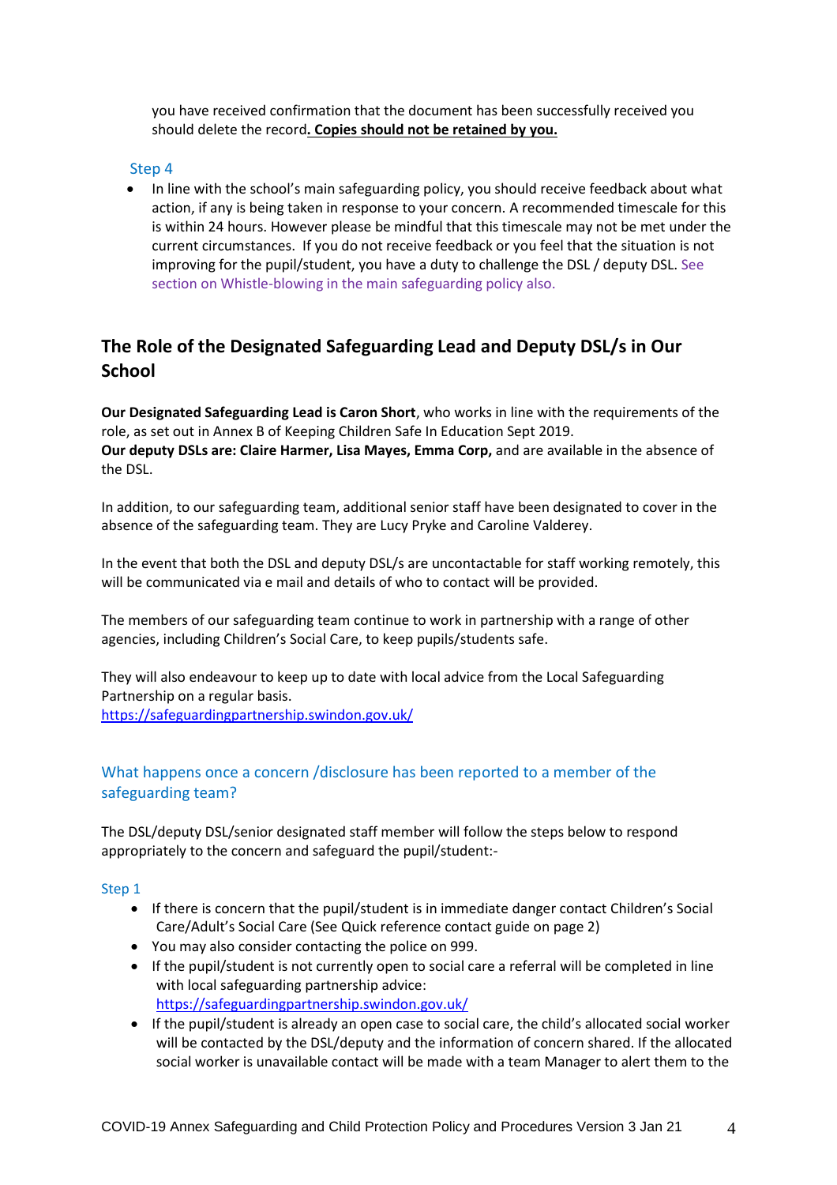you have received confirmation that the document has been successfully received you should delete the record**. Copies should not be retained by you.**

### Step 4

- In line with the school's main safeguarding policy, you should receive feedback about what action, if any is being taken in response to your concern. A recommended timescale for this is within 24 hours. However please be mindful that this timescale may not be met under the current circumstances. If you do not receive feedback or you feel that the situation is not improving for the pupil/student, you have a duty to challenge the DSL / deputy DSL. See section on Whistle-blowing in the main safeguarding policy also.

## The Role of the Designated Safeguarding Lead and Deputy DSL/s in Our School

**Our Designated Safeguarding Lead is Caron Short**, who works in line with the requirements of the role, as set out in Annex B of Keeping Children Safe In Education Sept 2019.
**Our deputy DSLs are: Claire Harmer, Lisa Mayes, Emma Corp,** and are available in the absence of the DSL.

In addition, to our safeguarding team, additional senior staff have been designated to cover in the absence of the safeguarding team. They are Lucy Pryke and Caroline Valderey.

In the event that both the DSL and deputy DSL/s are uncontactable for staff working remotely, this will be communicated via e mail and details of who to contact will be provided.

The members of our safeguarding team continue to work in partnership with a range of other agencies, including Children's Social Care, to keep pupils/students safe.

They will also endeavour to keep up to date with local advice from the Local Safeguarding Partnership on a regular basis.
https://safeguardingpartnership.swindon.gov.uk/

### What happens once a concern /disclosure has been reported to a member of the safeguarding team?

The DSL/deputy DSL/senior designated staff member will follow the steps below to respond appropriately to the concern and safeguard the pupil/student:-

### Step 1

- If there is concern that the pupil/student is in immediate danger contact Children's Social Care/Adult's Social Care (See Quick reference contact guide on page 2)
- You may also consider contacting the police on 999.
- If the pupil/student is not currently open to social care a referral will be completed in line with local safeguarding partnership advice: https://safeguardingpartnership.swindon.gov.uk/
- If the pupil/student is already an open case to social care, the child's allocated social worker will be contacted by the DSL/deputy and the information of concern shared. If the allocated social worker is unavailable contact will be made with a team Manager to alert them to the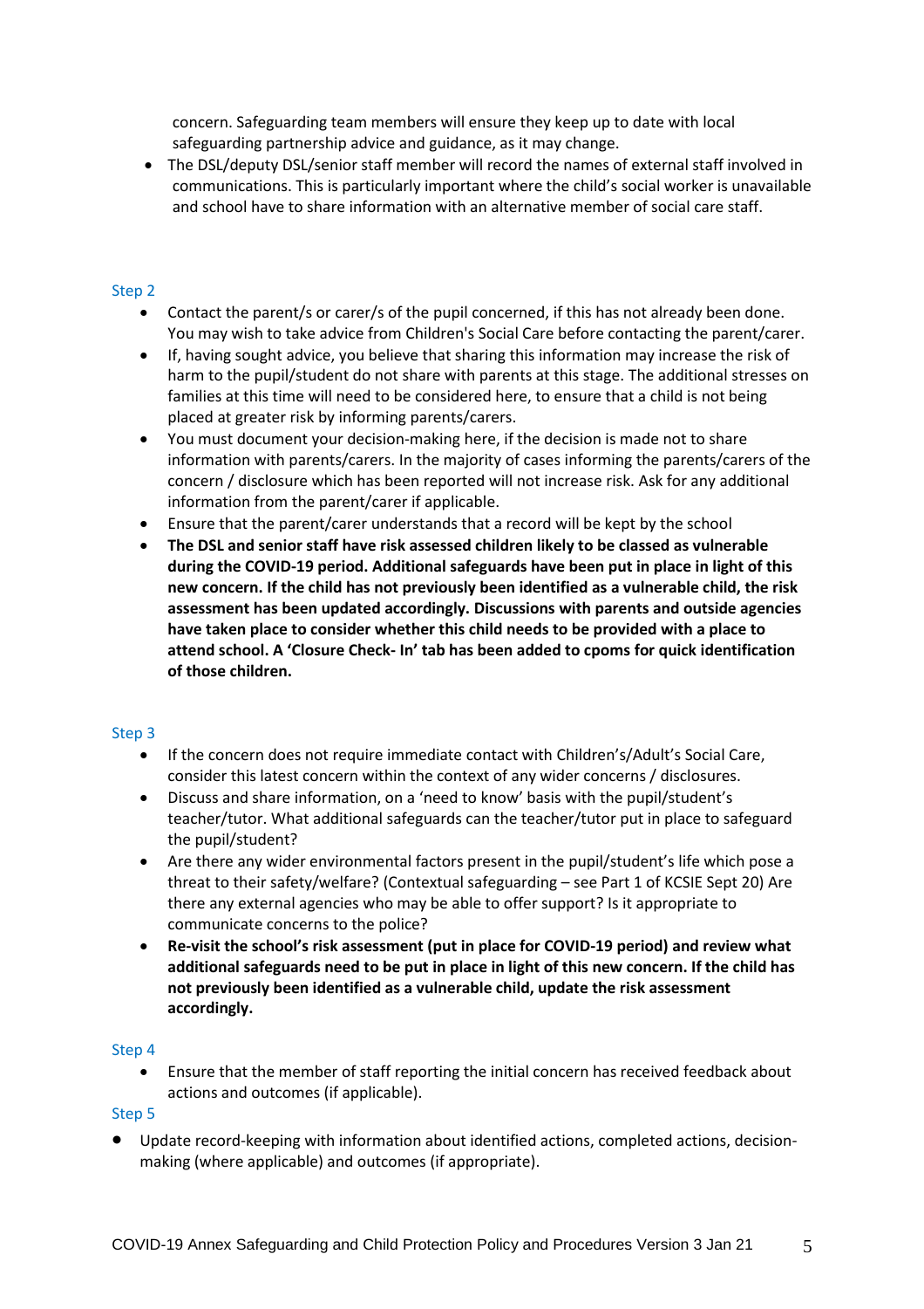concern. Safeguarding team members will ensure they keep up to date with local safeguarding partnership advice and guidance, as it may change.

- The DSL/deputy DSL/senior staff member will record the names of external staff involved in communications. This is particularly important where the child's social worker is unavailable and school have to share information with an alternative member of social care staff.

### Step 2

- Contact the parent/s or carer/s of the pupil concerned, if this has not already been done. You may wish to take advice from Children's Social Care before contacting the parent/carer.
- If, having sought advice, you believe that sharing this information may increase the risk of harm to the pupil/student do not share with parents at this stage. The additional stresses on families at this time will need to be considered here, to ensure that a child is not being placed at greater risk by informing parents/carers.
- You must document your decision-making here, if the decision is made not to share information with parents/carers. In the majority of cases informing the parents/carers of the concern / disclosure which has been reported will not increase risk. Ask for any additional information from the parent/carer if applicable.
- Ensure that the parent/carer understands that a record will be kept by the school
- **The DSL and senior staff have risk assessed children likely to be classed as vulnerable during the COVID-19 period. Additional safeguards have been put in place in light of this new concern. If the child has not previously been identified as a vulnerable child, the risk assessment has been updated accordingly. Discussions with parents and outside agencies have taken place to consider whether this child needs to be provided with a place to attend school. A 'Closure Check- In' tab has been added to cpoms for quick identification of those children.**

### Step 3

- If the concern does not require immediate contact with Children's/Adult's Social Care, consider this latest concern within the context of any wider concerns / disclosures.
- Discuss and share information, on a 'need to know' basis with the pupil/student's teacher/tutor. What additional safeguards can the teacher/tutor put in place to safeguard the pupil/student?
- Are there any wider environmental factors present in the pupil/student's life which pose a threat to their safety/welfare? (Contextual safeguarding – see Part 1 of KCSIE Sept 20) Are there any external agencies who may be able to offer support? Is it appropriate to communicate concerns to the police?
- **Re-visit the school's risk assessment (put in place for COVID-19 period) and review what additional safeguards need to be put in place in light of this new concern. If the child has not previously been identified as a vulnerable child, update the risk assessment accordingly.**

### Step 4

- Ensure that the member of staff reporting the initial concern has received feedback about actions and outcomes (if applicable).

### Step 5

- Update record-keeping with information about identified actions, completed actions, decision-making (where applicable) and outcomes (if appropriate).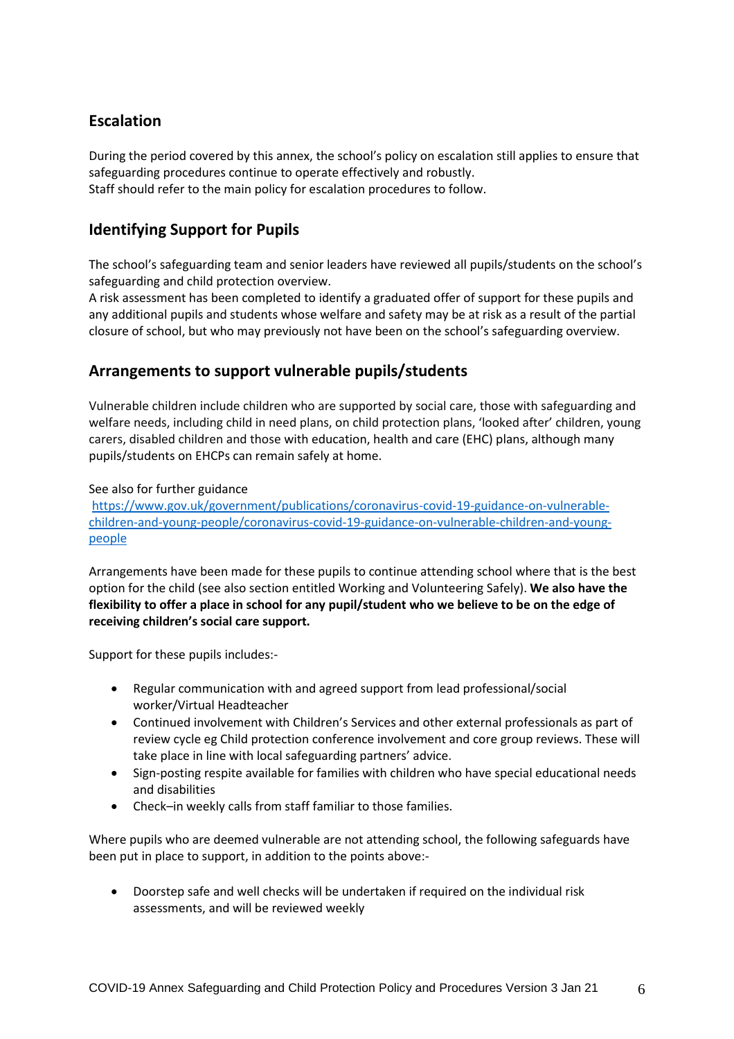## Escalation

During the period covered by this annex, the school's policy on escalation still applies to ensure that safeguarding procedures continue to operate effectively and robustly.
Staff should refer to the main policy for escalation procedures to follow.

## Identifying Support for Pupils

The school's safeguarding team and senior leaders have reviewed all pupils/students on the school's safeguarding and child protection overview.
A risk assessment has been completed to identify a graduated offer of support for these pupils and any additional pupils and students whose welfare and safety may be at risk as a result of the partial closure of school, but who may previously not have been on the school's safeguarding overview.

## Arrangements to support vulnerable pupils/students

Vulnerable children include children who are supported by social care, those with safeguarding and welfare needs, including child in need plans, on child protection plans, 'looked after' children, young carers, disabled children and those with education, health and care (EHC) plans, although many pupils/students on EHCPs can remain safely at home.

See also for further guidance
[https://www.gov.uk/government/publications/coronavirus-covid-19-guidance-on-vulnerable-children-and-young-people/coronavirus-covid-19-guidance-on-vulnerable-children-and-young-people](https://www.gov.uk/government/publications/coronavirus-covid-19-guidance-on-vulnerable-children-and-young-people/coronavirus-covid-19-guidance-on-vulnerable-children-and-young-people)

Arrangements have been made for these pupils to continue attending school where that is the best option for the child (see also section entitled Working and Volunteering Safely). **We also have the flexibility to offer a place in school for any pupil/student who we believe to be on the edge of receiving children's social care support.**

Support for these pupils includes:-

- Regular communication with and agreed support from lead professional/social worker/Virtual Headteacher
- Continued involvement with Children's Services and other external professionals as part of review cycle eg Child protection conference involvement and core group reviews. These will take place in line with local safeguarding partners' advice.
- Sign-posting respite available for families with children who have special educational needs and disabilities
- Check–in weekly calls from staff familiar to those families.

Where pupils who are deemed vulnerable are not attending school, the following safeguards have been put in place to support, in addition to the points above:-

- Doorstep safe and well checks will be undertaken if required on the individual risk assessments, and will be reviewed weekly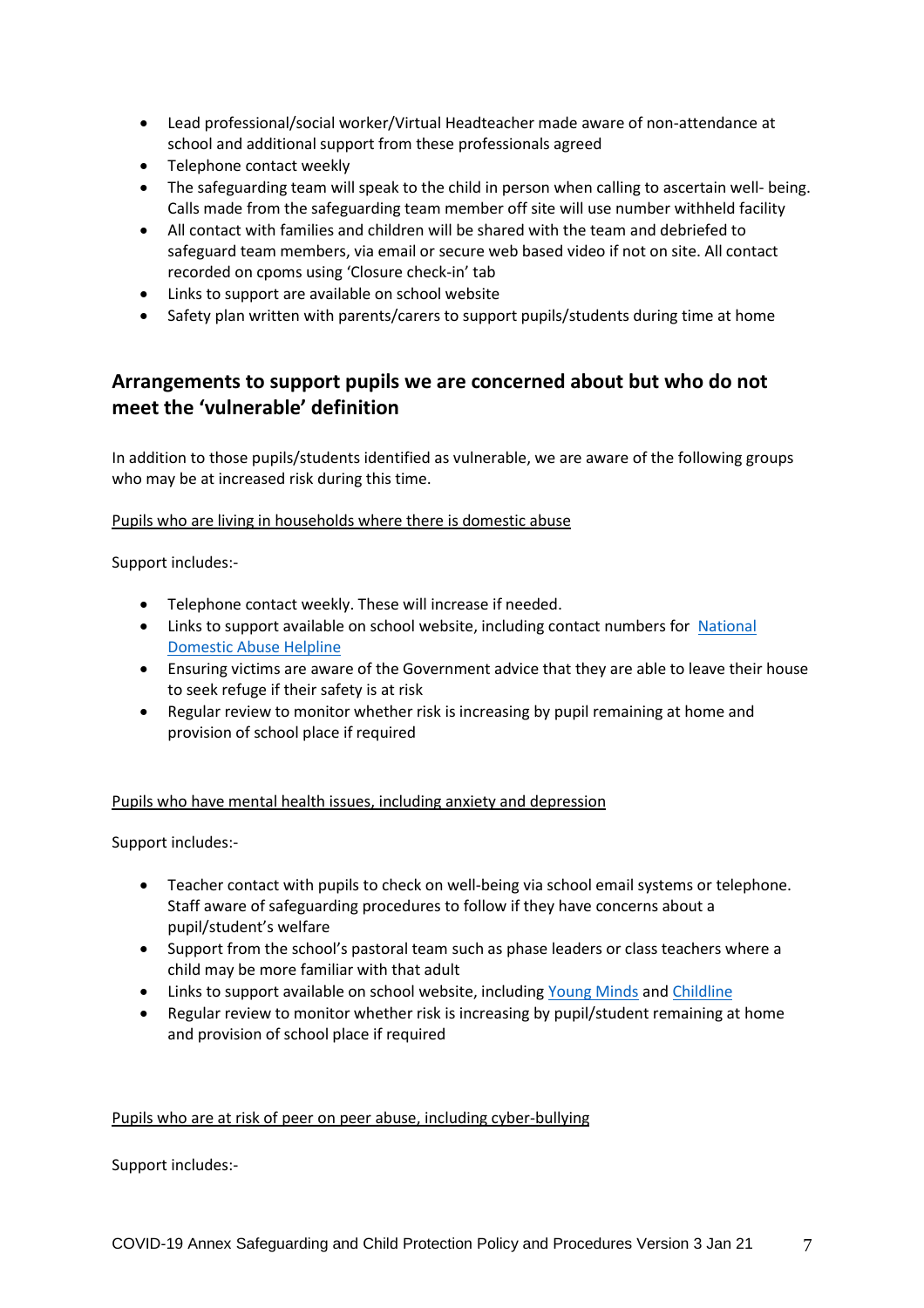- Lead professional/social worker/Virtual Headteacher made aware of non-attendance at school and additional support from these professionals agreed
- Telephone contact weekly
- The safeguarding team will speak to the child in person when calling to ascertain well- being. Calls made from the safeguarding team member off site will use number withheld facility
- All contact with families and children will be shared with the team and debriefed to safeguard team members, via email or secure web based video if not on site. All contact recorded on cpoms using 'Closure check-in' tab
- Links to support are available on school website
- Safety plan written with parents/carers to support pupils/students during time at home

## Arrangements to support pupils we are concerned about but who do not meet the 'vulnerable' definition

In addition to those pupils/students identified as vulnerable, we are aware of the following groups who may be at increased risk during this time.

Pupils who are living in households where there is domestic abuse

Support includes:-

- Telephone contact weekly. These will increase if needed.
- Links to support available on school website, including contact numbers for National Domestic Abuse Helpline
- Ensuring victims are aware of the Government advice that they are able to leave their house to seek refuge if their safety is at risk
- Regular review to monitor whether risk is increasing by pupil remaining at home and provision of school place if required

Pupils who have mental health issues, including anxiety and depression

Support includes:-

- Teacher contact with pupils to check on well-being via school email systems or telephone. Staff aware of safeguarding procedures to follow if they have concerns about a pupil/student's welfare
- Support from the school's pastoral team such as phase leaders or class teachers where a child may be more familiar with that adult
- Links to support available on school website, including Young Minds and Childline
- Regular review to monitor whether risk is increasing by pupil/student remaining at home and provision of school place if required

Pupils who are at risk of peer on peer abuse, including cyber-bullying

Support includes:-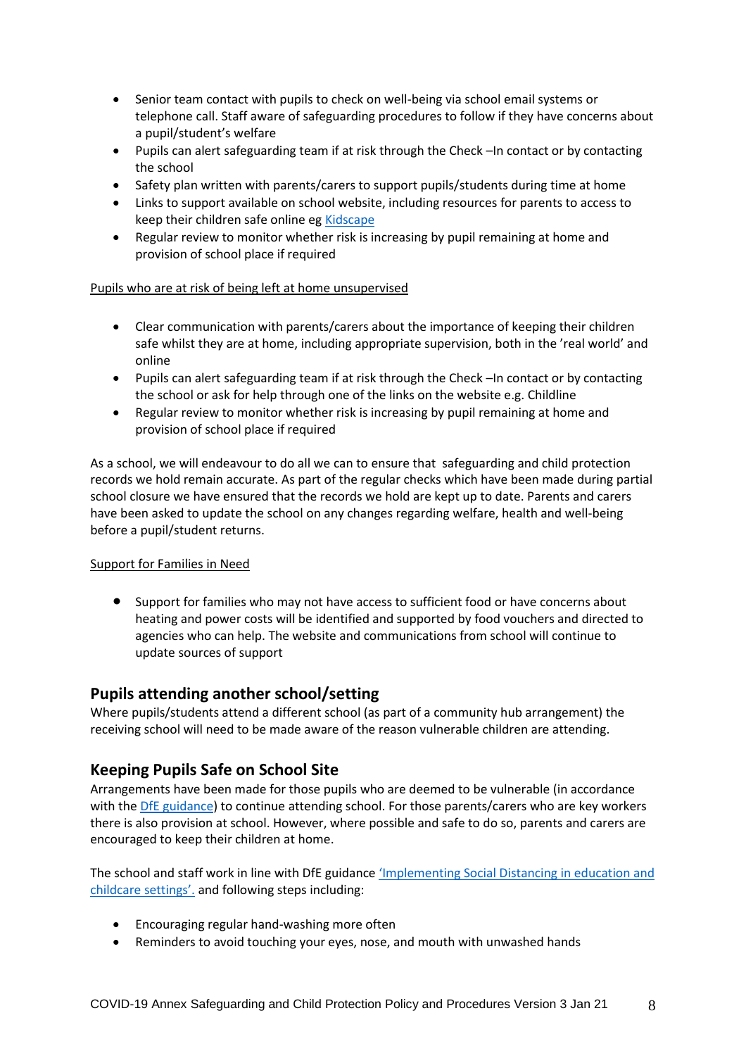- Senior team contact with pupils to check on well-being via school email systems or telephone call. Staff aware of safeguarding procedures to follow if they have concerns about a pupil/student's welfare
- Pupils can alert safeguarding team if at risk through the Check –In contact or by contacting the school
- Safety plan written with parents/carers to support pupils/students during time at home
- Links to support available on school website, including resources for parents to access to keep their children safe online eg [Kidscape](#)
- Regular review to monitor whether risk is increasing by pupil remaining at home and provision of school place if required

Pupils who are at risk of being left at home unsupervised

- Clear communication with parents/carers about the importance of keeping their children safe whilst they are at home, including appropriate supervision, both in the 'real world' and online
- Pupils can alert safeguarding team if at risk through the Check –In contact or by contacting the school or ask for help through one of the links on the website e.g. Childline
- Regular review to monitor whether risk is increasing by pupil remaining at home and provision of school place if required

As a school, we will endeavour to do all we can to ensure that safeguarding and child protection records we hold remain accurate. As part of the regular checks which have been made during partial school closure we have ensured that the records we hold are kept up to date. Parents and carers have been asked to update the school on any changes regarding welfare, health and well-being before a pupil/student returns.

Support for Families in Need

- Support for families who may not have access to sufficient food or have concerns about heating and power costs will be identified and supported by food vouchers and directed to agencies who can help. The website and communications from school will continue to update sources of support

## Pupils attending another school/setting

Where pupils/students attend a different school (as part of a community hub arrangement) the receiving school will need to be made aware of the reason vulnerable children are attending.

## Keeping Pupils Safe on School Site

Arrangements have been made for those pupils who are deemed to be vulnerable (in accordance with the [DfE guidance](#)) to continue attending school. For those parents/carers who are key workers there is also provision at school. However, where possible and safe to do so, parents and carers are encouraged to keep their children at home.

The school and staff work in line with DfE guidance ['Implementing Social Distancing in education and childcare settings'.](#) and following steps including:

- Encouraging regular hand-washing more often
- Reminders to avoid touching your eyes, nose, and mouth with unwashed hands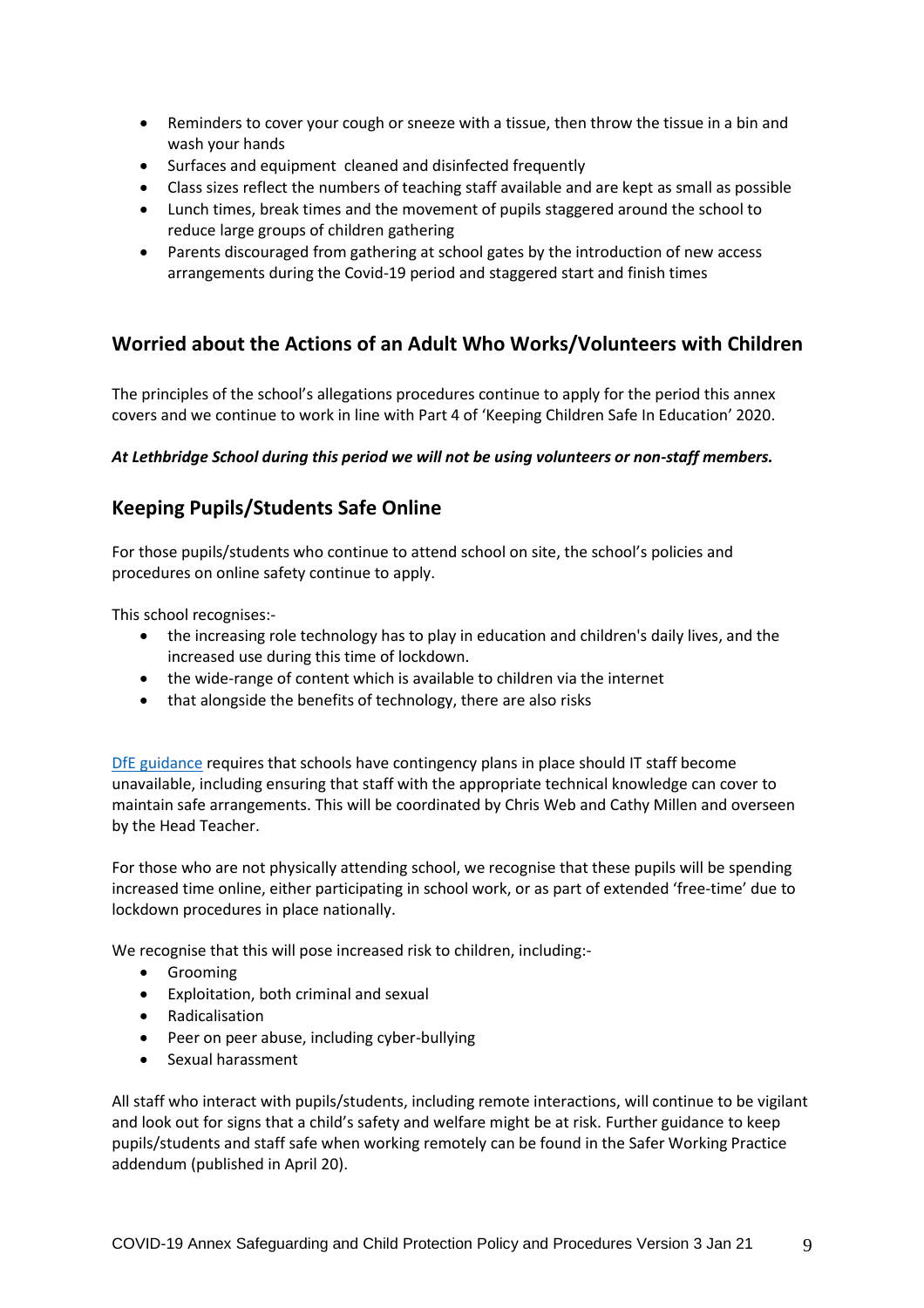- Reminders to cover your cough or sneeze with a tissue, then throw the tissue in a bin and wash your hands
- Surfaces and equipment  cleaned and disinfected frequently
- Class sizes reflect the numbers of teaching staff available and are kept as small as possible
- Lunch times, break times and the movement of pupils staggered around the school to reduce large groups of children gathering
- Parents discouraged from gathering at school gates by the introduction of new access arrangements during the Covid-19 period and staggered start and finish times

## Worried about the Actions of an Adult Who Works/Volunteers with Children

The principles of the school's allegations procedures continue to apply for the period this annex covers and we continue to work in line with Part 4 of 'Keeping Children Safe In Education' 2020.

***At Lethbridge School during this period we will not be using volunteers or non-staff members.***

## Keeping Pupils/Students Safe Online

For those pupils/students who continue to attend school on site, the school's policies and procedures on online safety continue to apply.

This school recognises:-

- the increasing role technology has to play in education and children's daily lives, and the increased use during this time of lockdown.
- the wide-range of content which is available to children via the internet
- that alongside the benefits of technology, there are also risks

DfE guidance requires that schools have contingency plans in place should IT staff become unavailable, including ensuring that staff with the appropriate technical knowledge can cover to maintain safe arrangements. This will be coordinated by Chris Web and Cathy Millen and overseen by the Head Teacher.

For those who are not physically attending school, we recognise that these pupils will be spending increased time online, either participating in school work, or as part of extended 'free-time' due to lockdown procedures in place nationally.

We recognise that this will pose increased risk to children, including:-

- Grooming
- Exploitation, both criminal and sexual
- Radicalisation
- Peer on peer abuse, including cyber-bullying
- Sexual harassment

All staff who interact with pupils/students, including remote interactions, will continue to be vigilant and look out for signs that a child's safety and welfare might be at risk. Further guidance to keep pupils/students and staff safe when working remotely can be found in the Safer Working Practice addendum (published in April 20).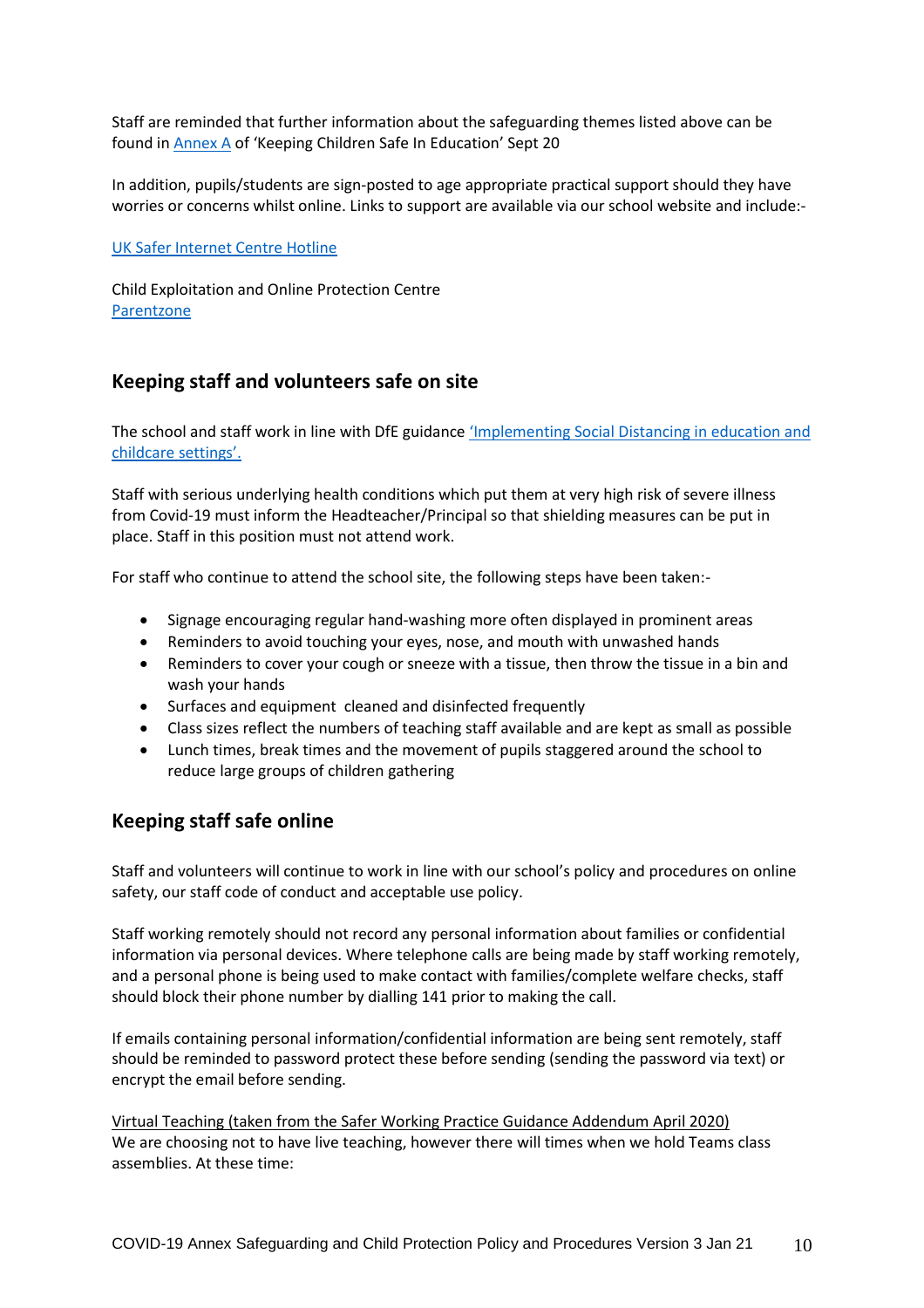Staff are reminded that further information about the safeguarding themes listed above can be found in [Annex A]() of 'Keeping Children Safe In Education' Sept 20

In addition, pupils/students are sign-posted to age appropriate practical support should they have worries or concerns whilst online. Links to support are available via our school website and include:-

[UK Safer Internet Centre Hotline]()

Child Exploitation and Online Protection Centre
[Parentzone]()

## Keeping staff and volunteers safe on site

The school and staff work in line with DfE guidance ['Implementing Social Distancing in education and childcare settings'.]()

Staff with serious underlying health conditions which put them at very high risk of severe illness from Covid-19 must inform the Headteacher/Principal so that shielding measures can be put in place. Staff in this position must not attend work.

For staff who continue to attend the school site, the following steps have been taken:-

- Signage encouraging regular hand-washing more often displayed in prominent areas
- Reminders to avoid touching your eyes, nose, and mouth with unwashed hands
- Reminders to cover your cough or sneeze with a tissue, then throw the tissue in a bin and wash your hands
- Surfaces and equipment cleaned and disinfected frequently
- Class sizes reflect the numbers of teaching staff available and are kept as small as possible
- Lunch times, break times and the movement of pupils staggered around the school to reduce large groups of children gathering

## Keeping staff safe online

Staff and volunteers will continue to work in line with our school's policy and procedures on online safety, our staff code of conduct and acceptable use policy.

Staff working remotely should not record any personal information about families or confidential information via personal devices. Where telephone calls are being made by staff working remotely, and a personal phone is being used to make contact with families/complete welfare checks, staff should block their phone number by dialling 141 prior to making the call.

If emails containing personal information/confidential information are being sent remotely, staff should be reminded to password protect these before sending (sending the password via text) or encrypt the email before sending.

Virtual Teaching (taken from the Safer Working Practice Guidance Addendum April 2020)
We are choosing not to have live teaching, however there will times when we hold Teams class assemblies. At these time: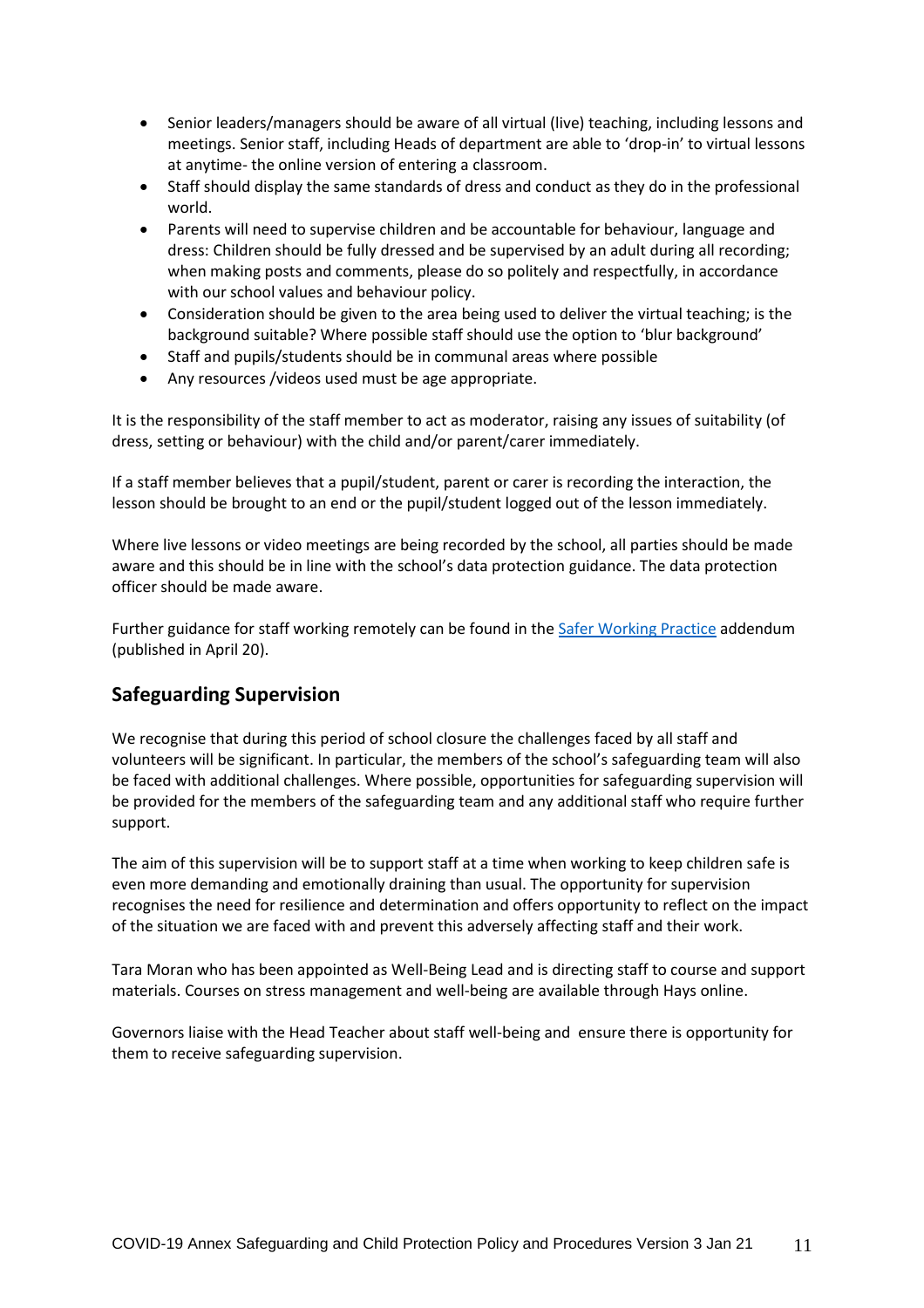- Senior leaders/managers should be aware of all virtual (live) teaching, including lessons and meetings. Senior staff, including Heads of department are able to 'drop-in' to virtual lessons at anytime- the online version of entering a classroom.
- Staff should display the same standards of dress and conduct as they do in the professional world.
- Parents will need to supervise children and be accountable for behaviour, language and dress: Children should be fully dressed and be supervised by an adult during all recording; when making posts and comments, please do so politely and respectfully, in accordance with our school values and behaviour policy.
- Consideration should be given to the area being used to deliver the virtual teaching; is the background suitable? Where possible staff should use the option to 'blur background'
- Staff and pupils/students should be in communal areas where possible
- Any resources /videos used must be age appropriate.

It is the responsibility of the staff member to act as moderator, raising any issues of suitability (of dress, setting or behaviour) with the child and/or parent/carer immediately.

If a staff member believes that a pupil/student, parent or carer is recording the interaction, the lesson should be brought to an end or the pupil/student logged out of the lesson immediately.

Where live lessons or video meetings are being recorded by the school, all parties should be made aware and this should be in line with the school's data protection guidance. The data protection officer should be made aware.

Further guidance for staff working remotely can be found in the [Safer Working Practice](#) addendum (published in April 20).

## Safeguarding Supervision

We recognise that during this period of school closure the challenges faced by all staff and volunteers will be significant. In particular, the members of the school's safeguarding team will also be faced with additional challenges. Where possible, opportunities for safeguarding supervision will be provided for the members of the safeguarding team and any additional staff who require further support.

The aim of this supervision will be to support staff at a time when working to keep children safe is even more demanding and emotionally draining than usual. The opportunity for supervision recognises the need for resilience and determination and offers opportunity to reflect on the impact of the situation we are faced with and prevent this adversely affecting staff and their work.

Tara Moran who has been appointed as Well-Being Lead and is directing staff to course and support materials. Courses on stress management and well-being are available through Hays online.

Governors liaise with the Head Teacher about staff well-being and ensure there is opportunity for them to receive safeguarding supervision.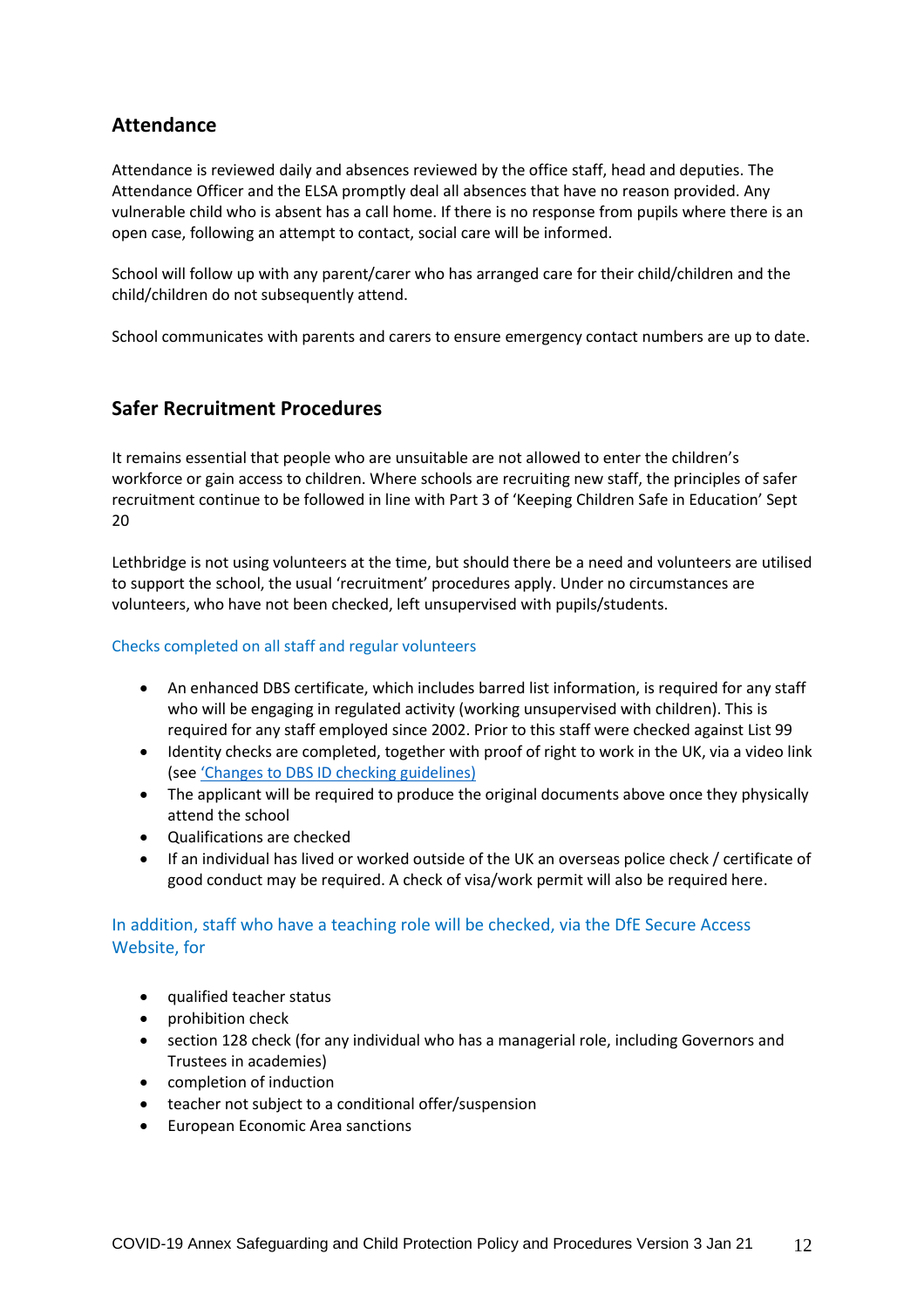## Attendance

Attendance is reviewed daily and absences reviewed by the office staff, head and deputies. The Attendance Officer and the ELSA promptly deal all absences that have no reason provided. Any vulnerable child who is absent has a call home. If there is no response from pupils where there is an open case, following an attempt to contact, social care will be informed.

School will follow up with any parent/carer who has arranged care for their child/children and the child/children do not subsequently attend.

School communicates with parents and carers to ensure emergency contact numbers are up to date.

## Safer Recruitment Procedures

It remains essential that people who are unsuitable are not allowed to enter the children's workforce or gain access to children. Where schools are recruiting new staff, the principles of safer recruitment continue to be followed in line with Part 3 of 'Keeping Children Safe in Education' Sept 20

Lethbridge is not using volunteers at the time, but should there be a need and volunteers are utilised to support the school, the usual 'recruitment' procedures apply. Under no circumstances are volunteers, who have not been checked, left unsupervised with pupils/students.

### Checks completed on all staff and regular volunteers

- An enhanced DBS certificate, which includes barred list information, is required for any staff who will be engaging in regulated activity (working unsupervised with children). This is required for any staff employed since 2002. Prior to this staff were checked against List 99
- Identity checks are completed, together with proof of right to work in the UK, via a video link (see 'Changes to DBS ID checking guidelines)
- The applicant will be required to produce the original documents above once they physically attend the school
- Qualifications are checked
- If an individual has lived or worked outside of the UK an overseas police check / certificate of good conduct may be required. A check of visa/work permit will also be required here.

### In addition, staff who have a teaching role will be checked, via the DfE Secure Access Website, for

- qualified teacher status
- prohibition check
- section 128 check (for any individual who has a managerial role, including Governors and Trustees in academies)
- completion of induction
- teacher not subject to a conditional offer/suspension
- European Economic Area sanctions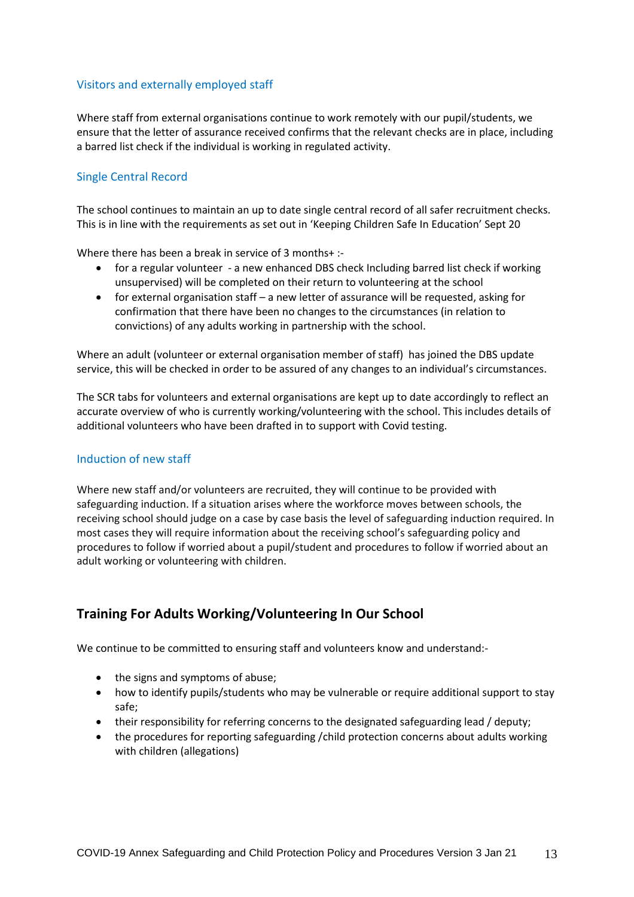### Visitors and externally employed staff

Where staff from external organisations continue to work remotely with our pupil/students, we ensure that the letter of assurance received confirms that the relevant checks are in place, including a barred list check if the individual is working in regulated activity.

### Single Central Record

The school continues to maintain an up to date single central record of all safer recruitment checks. This is in line with the requirements as set out in 'Keeping Children Safe In Education' Sept 20

Where there has been a break in service of 3 months+ :-

- for a regular volunteer - a new enhanced DBS check Including barred list check if working unsupervised) will be completed on their return to volunteering at the school
- for external organisation staff – a new letter of assurance will be requested, asking for confirmation that there have been no changes to the circumstances (in relation to convictions) of any adults working in partnership with the school.

Where an adult (volunteer or external organisation member of staff) has joined the DBS update service, this will be checked in order to be assured of any changes to an individual's circumstances.

The SCR tabs for volunteers and external organisations are kept up to date accordingly to reflect an accurate overview of who is currently working/volunteering with the school. This includes details of additional volunteers who have been drafted in to support with Covid testing.

### Induction of new staff

Where new staff and/or volunteers are recruited, they will continue to be provided with safeguarding induction. If a situation arises where the workforce moves between schools, the receiving school should judge on a case by case basis the level of safeguarding induction required. In most cases they will require information about the receiving school's safeguarding policy and procedures to follow if worried about a pupil/student and procedures to follow if worried about an adult working or volunteering with children.

## Training For Adults Working/Volunteering In Our School

We continue to be committed to ensuring staff and volunteers know and understand:-

- the signs and symptoms of abuse;
- how to identify pupils/students who may be vulnerable or require additional support to stay safe;
- their responsibility for referring concerns to the designated safeguarding lead / deputy;
- the procedures for reporting safeguarding /child protection concerns about adults working with children (allegations)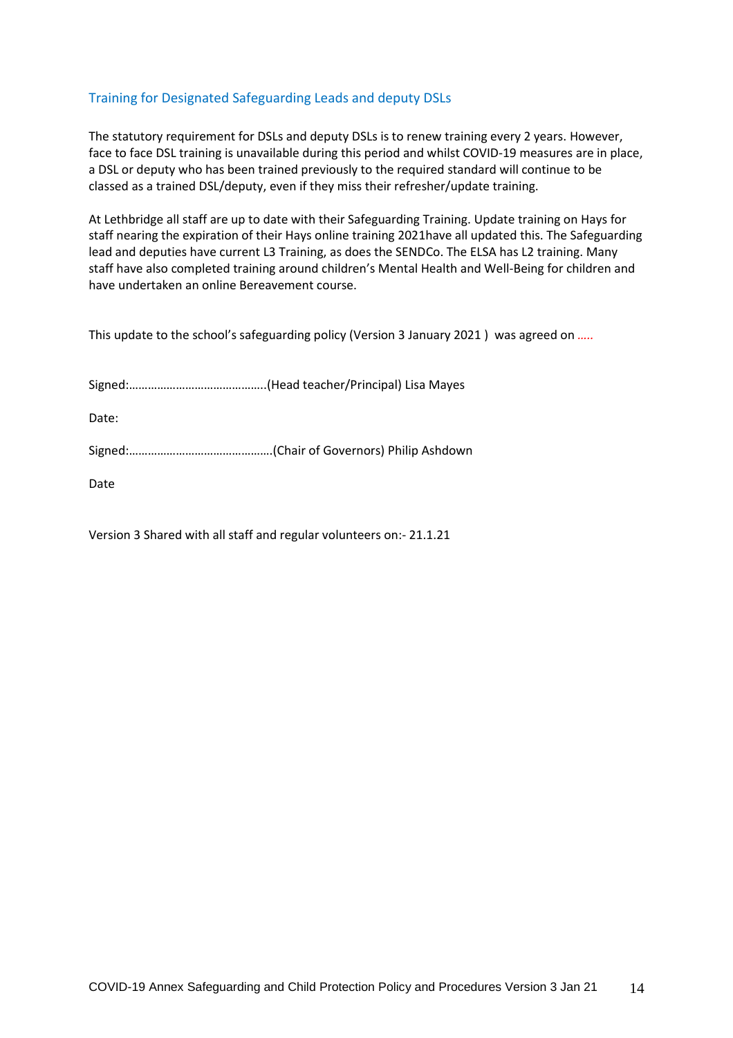## Training for Designated Safeguarding Leads and deputy DSLs

The statutory requirement for DSLs and deputy DSLs is to renew training every 2 years. However, face to face DSL training is unavailable during this period and whilst COVID-19 measures are in place, a DSL or deputy who has been trained previously to the required standard will continue to be classed as a trained DSL/deputy, even if they miss their refresher/update training.

At Lethbridge all staff are up to date with their Safeguarding Training. Update training on Hays for staff nearing the expiration of their Hays online training 2021have all updated this. The Safeguarding lead and deputies have current L3 Training, as does the SENDCo. The ELSA has L2 training. Many staff have also completed training around children's Mental Health and Well-Being for children and have undertaken an online Bereavement course.

This update to the school's safeguarding policy (Version 3 January 2021 ) was agreed on .....

Signed:…………………………………….(Head teacher/Principal) Lisa Mayes

Date:

Signed:………………………………………(Chair of Governors) Philip Ashdown

Date

Version 3 Shared with all staff and regular volunteers on:- 21.1.21